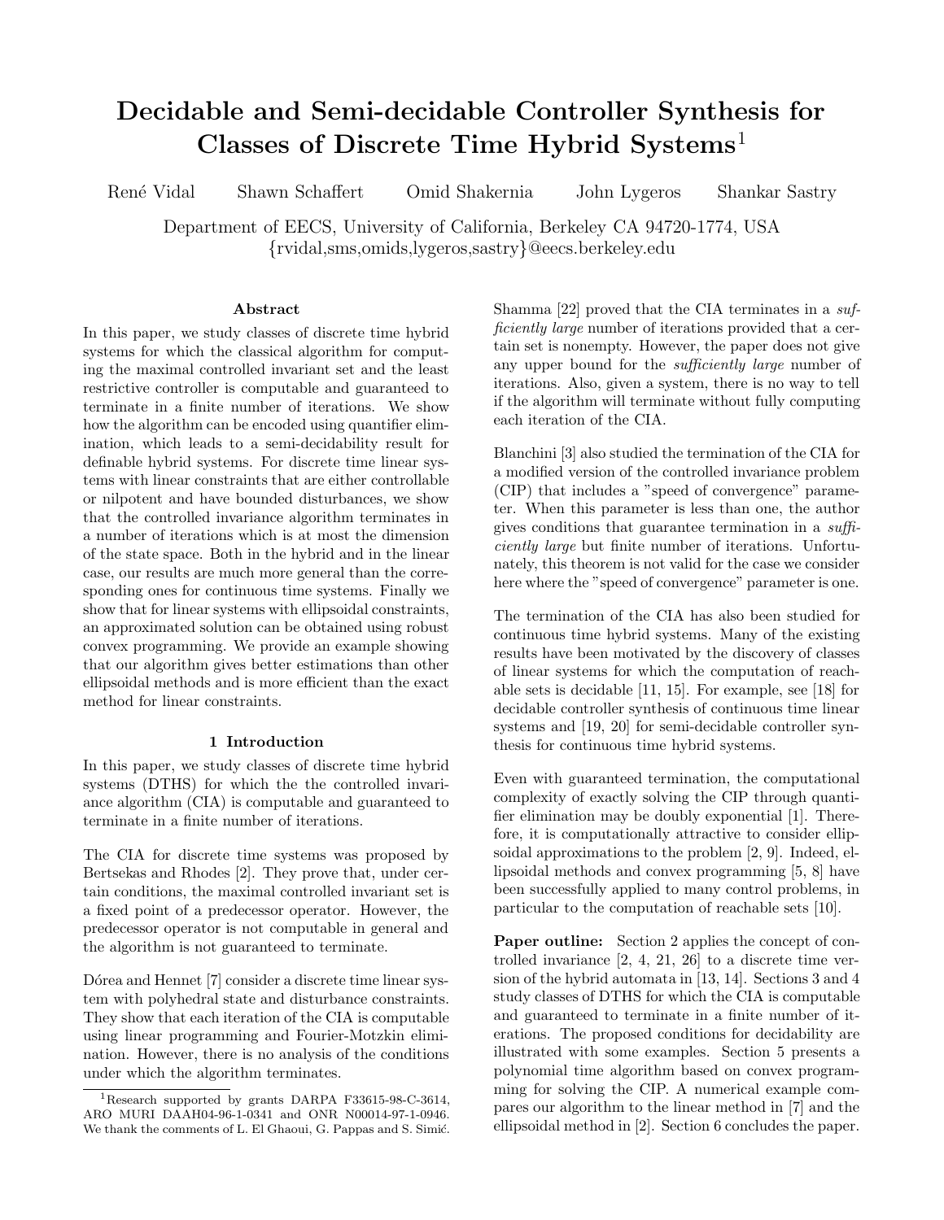# Decidable and Semi-decidable Controller Synthesis for Classes of Discrete Time Hybrid Systems[1]

René Vidal  Shawn Schaffert  Omid Shakernia  John Lygeros  Shankar Sastry

Department of EECS, University of California, Berkeley CA 94720-1774, USA
{rvidal,sms,omids,lygeros,sastry}@eecs.berkeley.edu

### Abstract

In this paper, we study classes of discrete time hybrid systems for which the classical algorithm for computing the maximal controlled invariant set and the least restrictive controller is computable and guaranteed to terminate in a finite number of iterations. We show how the algorithm can be encoded using quantifier elimination, which leads to a semi-decidability result for definable hybrid systems. For discrete time linear systems with linear constraints that are either controllable or nilpotent and have bounded disturbances, we show that the controlled invariance algorithm terminates in a number of iterations which is at most the dimension of the state space. Both in the hybrid and in the linear case, our results are much more general than the corresponding ones for continuous time systems. Finally we show that for linear systems with ellipsoidal constraints, an approximated solution can be obtained using robust convex programming. We provide an example showing that our algorithm gives better estimations than other ellipsoidal methods and is more efficient than the exact method for linear constraints.

## 1 Introduction

In this paper, we study classes of discrete time hybrid systems (DTHS) for which the the controlled invariance algorithm (CIA) is computable and guaranteed to terminate in a finite number of iterations.

The CIA for discrete time systems was proposed by Bertsekas and Rhodes [2]. They prove that, under certain conditions, the maximal controlled invariant set is a fixed point of a predecessor operator. However, the predecessor operator is not computable in general and the algorithm is not guaranteed to terminate.

Dórea and Hennet [7] consider a discrete time linear system with polyhedral state and disturbance constraints. They show that each iteration of the CIA is computable using linear programming and Fourier-Motzkin elimination. However, there is no analysis of the conditions under which the algorithm terminates.

Shamma [22] proved that the CIA terminates in a *sufficiently large* number of iterations provided that a certain set is nonempty. However, the paper does not give any upper bound for the *sufficiently large* number of iterations. Also, given a system, there is no way to tell if the algorithm will terminate without fully computing each iteration of the CIA.

Blanchini [3] also studied the termination of the CIA for a modified version of the controlled invariance problem (CIP) that includes a "speed of convergence" parameter. When this parameter is less than one, the author gives conditions that guarantee termination in a *sufficiently large* but finite number of iterations. Unfortunately, this theorem is not valid for the case we consider here where the "speed of convergence" parameter is one.

The termination of the CIA has also been studied for continuous time hybrid systems. Many of the existing results have been motivated by the discovery of classes of linear systems for which the computation of reachable sets is decidable [11, 15]. For example, see [18] for decidable controller synthesis of continuous time linear systems and [19, 20] for semi-decidable controller synthesis for continuous time hybrid systems.

Even with guaranteed termination, the computational complexity of exactly solving the CIP through quantifier elimination may be doubly exponential [1]. Therefore, it is computationally attractive to consider ellipsoidal approximations to the problem [2, 9]. Indeed, ellipsoidal methods and convex programming [5, 8] have been successfully applied to many control problems, in particular to the computation of reachable sets [10].

**Paper outline:** Section 2 applies the concept of controlled invariance [2, 4, 21, 26] to a discrete time version of the hybrid automata in [13, 14]. Sections 3 and 4 study classes of DTHS for which the CIA is computable and guaranteed to terminate in a finite number of iterations. The proposed conditions for decidability are illustrated with some examples. Section 5 presents a polynomial time algorithm based on convex programming for solving the CIP. A numerical example compares our algorithm to the linear method in [7] and the ellipsoidal method in [2]. Section 6 concludes the paper.

---

[1] Research supported by grants DARPA F33615-98-C-3614, ARO MURI DAAH04-96-1-0341 and ONR N00014-97-1-0946. We thank the comments of L. El Ghaoui, G. Pappas and S. Simić.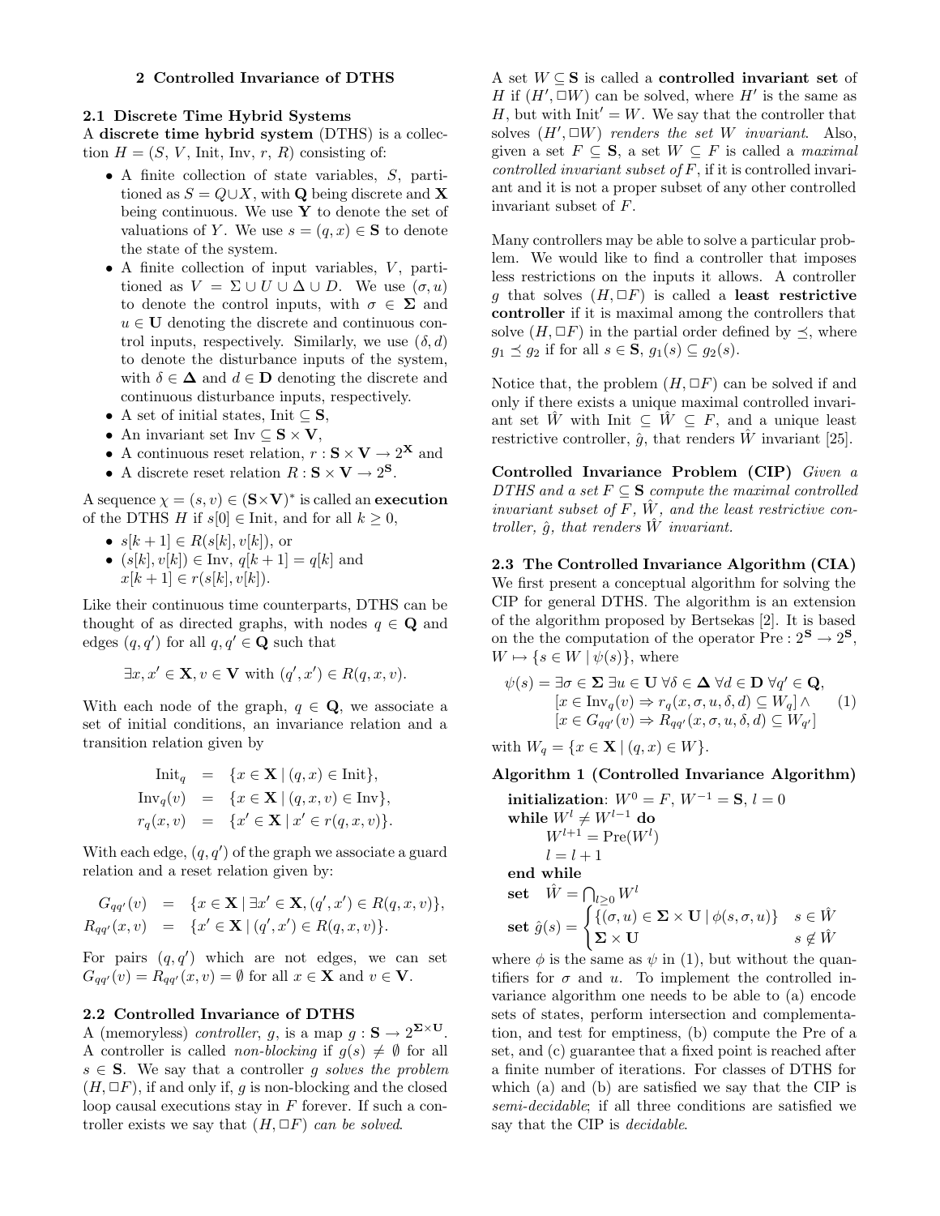## 2 Controlled Invariance of DTHS

### 2.1 Discrete Time Hybrid Systems

A **discrete time hybrid system** (DTHS) is a collection $H = (S, V, \text{Init}, \text{Inv}, r, R)$ consisting of:

- A finite collection of state variables, $S$, partitioned as $S = Q \cup X$, with $\mathbf{Q}$ being discrete and $\mathbf{X}$ being continuous. We use $\mathbf{Y}$ to denote the set of valuations of $Y$. We use $s = (q, x) \in \mathbf{S}$ to denote the state of the system.
- A finite collection of input variables, $V$, partitioned as $V = \Sigma \cup U \cup \Delta \cup D$. We use $(\sigma, u)$ to denote the control inputs, with $\sigma \in \mathbf{\Sigma}$ and $u \in \mathbf{U}$ denoting the discrete and continuous control inputs, respectively. Similarly, we use $(\delta, d)$ to denote the disturbance inputs of the system, with $\delta \in \mathbf{\Delta}$ and $d \in \mathbf{D}$ denoting the discrete and continuous disturbance inputs, respectively.
- A set of initial states, $\text{Init} \subseteq \mathbf{S}$,
- An invariant set $\text{Inv} \subseteq \mathbf{S} \times \mathbf{V}$,
- A continuous reset relation, $r : \mathbf{S} \times \mathbf{V} \to 2^{\mathbf{X}}$ and
- A discrete reset relation $R : \mathbf{S} \times \mathbf{V} \to 2^{\mathbf{S}}$.

A sequence $\chi = (s, v) \in (\mathbf{S} \times \mathbf{V})^*$ is called an **execution** of the DTHS $H$ if $s[0] \in \text{Init}$, and for all $k \geq 0$,

- $s[k+1] \in R(s[k], v[k])$, or
- $(s[k], v[k]) \in \text{Inv}$, $q[k+1] = q[k]$ and $x[k+1] \in r(s[k], v[k])$.

Like their continuous time counterparts, DTHS can be thought of as directed graphs, with nodes $q \in \mathbf{Q}$ and edges $(q, q')$ for all $q, q' \in \mathbf{Q}$ such that

$$\exists x, x' \in \mathbf{X}, v \in \mathbf{V} \text{ with } (q', x') \in R(q, x, v).$$

With each node of the graph, $q \in \mathbf{Q}$, we associate a set of initial conditions, an invariance relation and a transition relation given by

$$\begin{aligned}
\text{Init}_q &= \{x \in \mathbf{X} \mid (q, x) \in \text{Init}\}, \\
\text{Inv}_q(v) &= \{x \in \mathbf{X} \mid (q, x, v) \in \text{Inv}\}, \\
r_q(x, v) &= \{x' \in \mathbf{X} \mid x' \in r(q, x, v)\}.
\end{aligned}$$

With each edge, $(q, q')$ of the graph we associate a guard relation and a reset relation given by:

$$\begin{aligned}
G_{qq'}(v) &= \{x \in \mathbf{X} \mid \exists x' \in \mathbf{X}, (q', x') \in R(q, x, v)\}, \\
R_{qq'}(x, v) &= \{x' \in \mathbf{X} \mid (q', x') \in R(q, x, v)\}.
\end{aligned}$$

For pairs $(q, q')$ which are not edges, we can set $G_{qq'}(v) = R_{qq'}(x, v) = \emptyset$ for all $x \in \mathbf{X}$ and $v \in \mathbf{V}$.

### 2.2 Controlled Invariance of DTHS

A (memoryless) *controller*, $g$, is a map $g : \mathbf{S} \to 2^{\mathbf{\Sigma} \times \mathbf{U}}$. A controller is called *non-blocking* if $g(s) \neq \emptyset$ for all $s \in \mathbf{S}$. We say that a controller $g$ *solves the problem* $(H, \Box F)$, if and only if, $g$ is non-blocking and the closed loop causal executions stay in $F$ forever. If such a controller exists we say that $(H, \Box F)$ *can be solved*.

A set $W \subseteq \mathbf{S}$ is called a **controlled invariant set** of $H$ if $(H', \Box W)$ can be solved, where $H'$ is the same as $H$, but with $\text{Init}' = W$. We say that the controller that solves $(H', \Box W)$ *renders the set* $W$ *invariant*. Also, given a set $F \subseteq \mathbf{S}$, a set $W \subseteq F$ is called a *maximal controlled invariant subset of* $F$, if it is controlled invariant and it is not a proper subset of any other controlled invariant subset of $F$.

Many controllers may be able to solve a particular problem. We would like to find a controller that imposes less restrictions on the inputs it allows. A controller $g$ that solves $(H, \Box F)$ is called a **least restrictive controller** if it is maximal among the controllers that solve $(H, \Box F)$ in the partial order defined by $\preceq$, where $g_1 \preceq g_2$ if for all $s \in \mathbf{S}$, $g_1(s) \subseteq g_2(s)$.

Notice that, the problem $(H, \Box F)$ can be solved if and only if there exists a unique maximal controlled invariant set $\hat{W}$ with $\text{Init} \subseteq \hat{W} \subseteq F$, and a unique least restrictive controller, $\hat{g}$, that renders $\hat{W}$ invariant [25].

**Controlled Invariance Problem (CIP)** *Given a DTHS and a set $F \subseteq \mathbf{S}$ compute the maximal controlled invariant subset of $F$, $\hat{W}$, and the least restrictive controller, $\hat{g}$, that renders $\hat{W}$ invariant.*

### 2.3 The Controlled Invariance Algorithm (CIA)

We first present a conceptual algorithm for solving the CIP for general DTHS. The algorithm is an extension of the algorithm proposed by Bertsekas [2]. It is based on the the computation of the operator $\text{Pre} : 2^{\mathbf{S}} \to 2^{\mathbf{S}}$, $W \mapsto \{s \in W \mid \psi(s)\}$, where

$$\begin{aligned}
\psi(s) = \exists \sigma \in \mathbf{\Sigma}\ \exists u \in \mathbf{U}\ \forall \delta \in \mathbf{\Delta}\ \forall d \in \mathbf{D}\ \forall q' \in \mathbf{Q}, \\
[x \in \text{Inv}_q(v) \Rightarrow r_q(x, \sigma, u, \delta, d) \subseteq W_q] \wedge \\
[x \in G_{qq'}(v) \Rightarrow R_{qq'}(x, \sigma, u, \delta, d) \subseteq W_{q'}]
\end{aligned} \quad (1)$$

with $W_q = \{x \in \mathbf{X} \mid (q, x) \in W\}$.

**Algorithm 1 (Controlled Invariance Algorithm)**

**initialization**: $W^0 = F$, $W^{-1} = \mathbf{S}$, $l = 0$
**while** $W^l \neq W^{l-1}$ **do**
  $W^{l+1} = \text{Pre}(W^l)$
  $l = l + 1$
**end while**
**set** $\hat{W} = \bigcap_{l \geq 0} W^l$
**set** $\hat{g}(s) = \begin{cases} \{(\sigma, u) \in \mathbf{\Sigma} \times \mathbf{U} \mid \phi(s, \sigma, u)\} & s \in \hat{W} \\ \mathbf{\Sigma} \times \mathbf{U} & s \notin \hat{W} \end{cases}$

where $\phi$ is the same as $\psi$ in (1), but without the quantifiers for $\sigma$ and $u$. To implement the controlled invariance algorithm one needs to be able to (a) encode sets of states, perform intersection and complementation, and test for emptiness, (b) compute the Pre of a set, and (c) guarantee that a fixed point is reached after a finite number of iterations. For classes of DTHS for which (a) and (b) are satisfied we say that the CIP is *semi-decidable*; if all three conditions are satisfied we say that the CIP is *decidable*.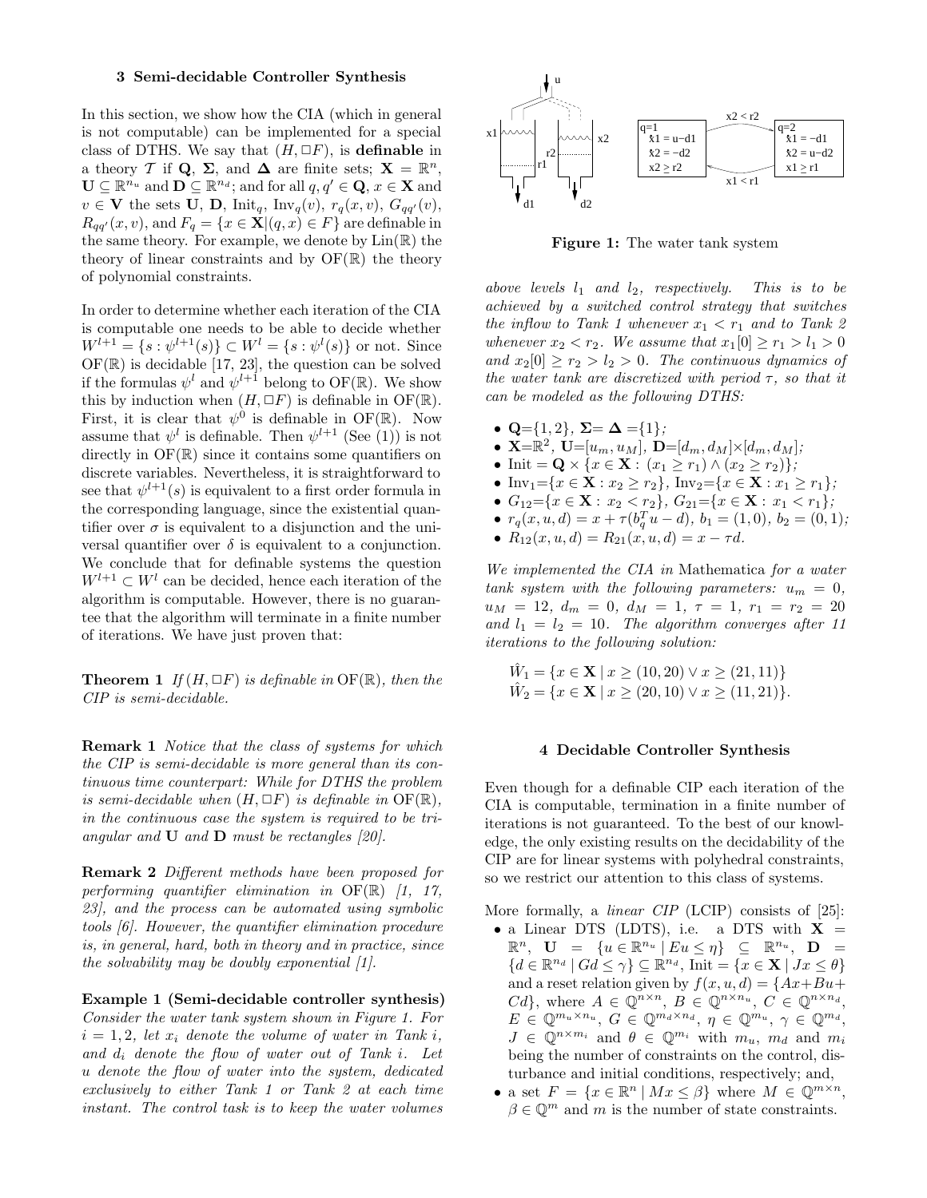## 3 Semi-decidable Controller Synthesis

In this section, we show how the CIA (which in general is not computable) can be implemented for a special class of DTHS. We say that $(H, \Box F)$, is **definable** in a theory $\mathcal{T}$ if $\mathbf{Q}$, $\mathbf{\Sigma}$, and $\mathbf{\Delta}$ are finite sets; $\mathbf{X} = \mathbb{R}^n$, $\mathbf{U} \subseteq \mathbb{R}^{n_u}$ and $\mathbf{D} \subseteq \mathbb{R}^{n_d}$; and for all $q, q' \in \mathbf{Q}$, $x \in \mathbf{X}$ and $v \in \mathbf{V}$ the sets $\mathbf{U}$, $\mathbf{D}$, $\text{Init}_q$, $\text{Inv}_q(v)$, $r_q(x, v)$, $G_{qq'}(v)$, $R_{qq'}(x, v)$, and $F_q = \{x \in \mathbf{X} | (q, x) \in F\}$ are definable in the same theory. For example, we denote by $\text{Lin}(\mathbb{R})$ the theory of linear constraints and by $\text{OF}(\mathbb{R})$ the theory of polynomial constraints.

In order to determine whether each iteration of the CIA is computable one needs to be able to decide whether $W^{l+1} = \{s : \psi^{l+1}(s)\} \subset W^l = \{s : \psi^l(s)\}$ or not. Since $\text{OF}(\mathbb{R})$ is decidable [17, 23], the question can be solved if the formulas $\psi^l$ and $\psi^{l+1}$ belong to $\text{OF}(\mathbb{R})$. We show this by induction when $(H, \Box F)$ is definable in $\text{OF}(\mathbb{R})$. First, it is clear that $\psi^0$ is definable in $\text{OF}(\mathbb{R})$. Now assume that $\psi^l$ is definable. Then $\psi^{l+1}$ (See (1)) is not directly in $\text{OF}(\mathbb{R})$ since it contains some quantifiers on discrete variables. Nevertheless, it is straightforward to see that $\psi^{l+1}(s)$ is equivalent to a first order formula in the corresponding language, since the existential quantifier over $\sigma$ is equivalent to a disjunction and the universal quantifier over $\delta$ is equivalent to a conjunction. We conclude that for definable systems the question $W^{l+1} \subset W^l$ can be decided, hence each iteration of the algorithm is computable. However, there is no guarantee that the algorithm will terminate in a finite number of iterations. We have just proven that:

**Theorem 1** *If $(H, \Box F)$ is definable in $\text{OF}(\mathbb{R})$, then the CIP is semi-decidable.*

**Remark 1** *Notice that the class of systems for which the CIP is semi-decidable is more general than its continuous time counterpart: While for DTHS the problem is semi-decidable when $(H, \Box F)$ is definable in $\text{OF}(\mathbb{R})$, in the continuous case the system is required to be triangular and $\mathbf{U}$ and $\mathbf{D}$ must be rectangles [20].*

**Remark 2** *Different methods have been proposed for performing quantifier elimination in $\text{OF}(\mathbb{R})$ [1, 17, 23], and the process can be automated using symbolic tools [6]. However, the quantifier elimination procedure is, in general, hard, both in theory and in practice, since the solvability may be doubly exponential [1].*

**Example 1 (Semi-decidable controller synthesis)** *Consider the water tank system shown in Figure 1. For $i = 1, 2$, let $x_i$ denote the volume of water in Tank $i$, and $d_i$ denote the flow of water out of Tank $i$. Let $u$ denote the flow of water into the system, dedicated exclusively to either Tank 1 or Tank 2 at each time instant. The control task is to keep the water volumes above levels $l_1$ and $l_2$, respectively. This is to be achieved by a switched control strategy that switches the inflow to Tank 1 whenever $x_1 < r_1$ and to Tank 2 whenever $x_2 < r_2$. We assume that $x_1[0] \geq r_1 > l_1 > 0$ and $x_2[0] \geq r_2 > l_2 > 0$. The continuous dynamics of the water tank are discretized with period $\tau$, so that it can be modeled as the following DTHS:*

- $\mathbf{Q}$=$\{1, 2\}$, $\mathbf{\Sigma}$= $\mathbf{\Delta}$ =$\{1\}$;
- $\mathbf{X}$=$\mathbb{R}^2$, $\mathbf{U}$=$[u_m, u_M]$, $\mathbf{D}$=$[d_m, d_M]$×$[d_m, d_M]$;
- $\text{Init} = \mathbf{Q} \times \{x \in \mathbf{X} : (x_1 \geq r_1) \wedge (x_2 \geq r_2)\}$;
- $\text{Inv}_1$=$\{x \in \mathbf{X} : x_2 \geq r_2\}$, $\text{Inv}_2$=$\{x \in \mathbf{X} : x_1 \geq r_1\}$;
- $G_{12}$=$\{x \in \mathbf{X} : x_2 < r_2\}$, $G_{21}$=$\{x \in \mathbf{X} : x_1 < r_1\}$;
- $r_q(x, u, d) = x + \tau(b_q^T u - d)$, $b_1 = (1, 0)$, $b_2 = (0, 1)$;
- $R_{12}(x, u, d) = R_{21}(x, u, d) = x - \tau d$.

*We implemented the CIA in* Mathematica *for a water tank system with the following parameters: $u_m = 0$, $u_M = 12$, $d_m = 0$, $d_M = 1$, $\tau = 1$, $r_1 = r_2 = 20$ and $l_1 = l_2 = 10$. The algorithm converges after 11 iterations to the following solution:*

$$\hat{W}_1 = \{x \in \mathbf{X} \mid x \geq (10, 20) \vee x \geq (21, 11)\}$$
$$\hat{W}_2 = \{x \in \mathbf{X} \mid x \geq (20, 10) \vee x \geq (11, 21)\}.$$

**Figure 1:** The water tank system

## 4 Decidable Controller Synthesis

Even though for a definable CIP each iteration of the CIA is computable, termination in a finite number of iterations is not guaranteed. To the best of our knowledge, the only existing results on the decidability of the CIP are for linear systems with polyhedral constraints, so we restrict our attention to this class of systems.

More formally, a *linear CIP* (LCIP) consists of [25]:

- a Linear DTS (LDTS), i.e. a DTS with $\mathbf{X} = \mathbb{R}^n$, $\mathbf{U} = \{u \in \mathbb{R}^{n_u} \mid Eu \leq \eta\} \subseteq \mathbb{R}^{n_u}$, $\mathbf{D} = \{d \in \mathbb{R}^{n_d} \mid Gd \leq \gamma\} \subseteq \mathbb{R}^{n_d}$, $\text{Init} = \{x \in \mathbf{X} \mid Jx \leq \theta\}$ and a reset relation given by $f(x, u, d) = \{Ax + Bu + Cd\}$, where $A \in \mathbb{Q}^{n \times n}$, $B \in \mathbb{Q}^{n \times n_u}$, $C \in \mathbb{Q}^{n \times n_d}$, $E \in \mathbb{Q}^{m_u \times n_u}$, $G \in \mathbb{Q}^{m_d \times n_d}$, $\eta \in \mathbb{Q}^{m_u}$, $\gamma \in \mathbb{Q}^{m_d}$, $J \in \mathbb{Q}^{n \times m_i}$ and $\theta \in \mathbb{Q}^{m_i}$ with $m_u$, $m_d$ and $m_i$ being the number of constraints on the control, disturbance and initial conditions, respectively; and,
- a set $F = \{x \in \mathbb{R}^n \mid Mx \leq \beta\}$ where $M \in \mathbb{Q}^{m \times n}$, $\beta \in \mathbb{Q}^m$ and $m$ is the number of state constraints.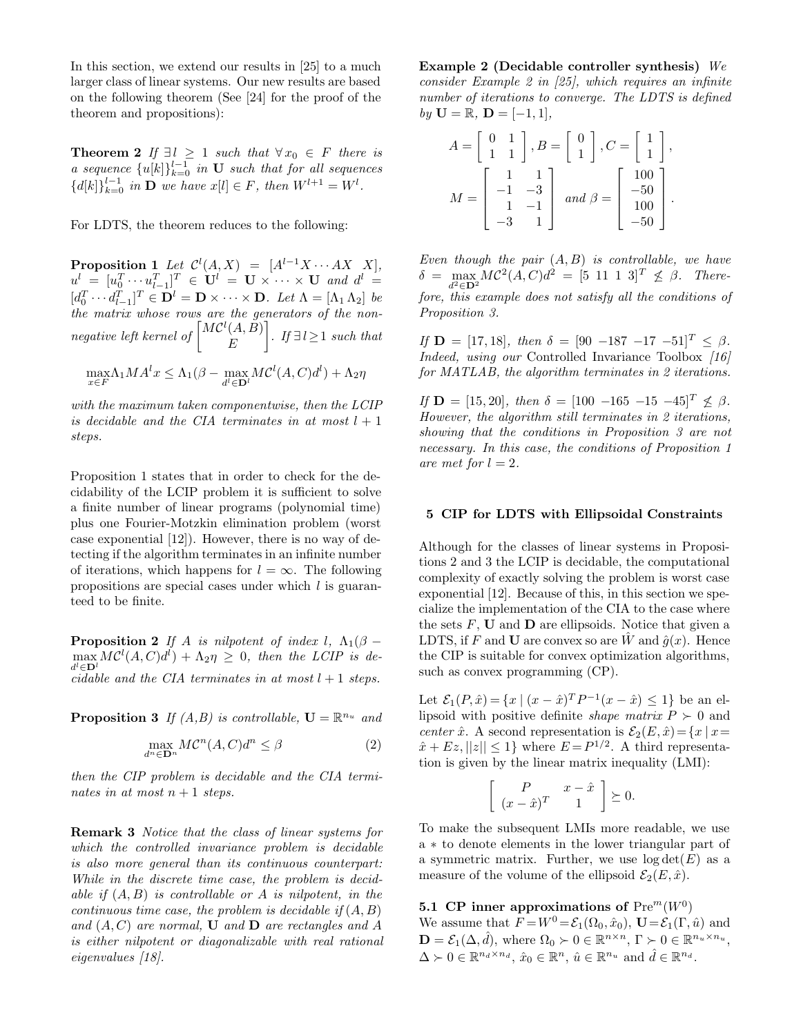In this section, we extend our results in [25] to a much larger class of linear systems. Our new results are based on the following theorem (See [24] for the proof of the theorem and propositions):

**Theorem 2** *If $\exists\, l \geq 1$ such that $\forall\, x_0 \in F$ there is a sequence $\{u[k]\}_{k=0}^{l-1}$ in $\mathbf{U}$ such that for all sequences $\{d[k]\}_{k=0}^{l-1}$ in $\mathbf{D}$ we have $x[l] \in F$, then $W^{l+1} = W^l$.*

For LDTS, the theorem reduces to the following:

**Proposition 1** *Let $\mathcal{C}^l(A, X) = [A^{l-1}X \cdots AX \;\; X]$, $u^l = [u_0^T \cdots u_{l-1}^T]^T \in \mathbf{U}^l = \mathbf{U} \times \cdots \times \mathbf{U}$ and $d^l = [d_0^T \cdots d_{l-1}^T]^T \in \mathbf{D}^l = \mathbf{D} \times \cdots \times \mathbf{D}$. Let $\Lambda = [\Lambda_1\, \Lambda_2]$ be the matrix whose rows are the generators of the non-negative left kernel of $\begin{bmatrix} M\mathcal{C}^l(A,B) \\ E \end{bmatrix}$. If $\exists\, l \geq 1$ such that*

$$\max_{x \in F} \Lambda_1 M A^l x \leq \Lambda_1(\beta - \max_{d^l \in \mathbf{D}^l} M\mathcal{C}^l(A, C)d^l) + \Lambda_2 \eta$$

*with the maximum taken componentwise, then the LCIP is decidable and the CIA terminates in at most $l + 1$ steps.*

Proposition 1 states that in order to check for the decidability of the LCIP problem it is sufficient to solve a finite number of linear programs (polynomial time) plus one Fourier-Motzkin elimination problem (worst case exponential [12]). However, there is no way of detecting if the algorithm terminates in an infinite number of iterations, which happens for $l = \infty$. The following propositions are special cases under which $l$ is guaranteed to be finite.

**Proposition 2** *If $A$ is nilpotent of index $l$, $\Lambda_1(\beta - \max_{d^l \in \mathbf{D}^l} M\mathcal{C}^l(A, C)d^l) + \Lambda_2 \eta \geq 0$, then the LCIP is decidable and the CIA terminates in at most $l + 1$ steps.*

**Proposition 3** *If $(A,B)$ is controllable, $\mathbf{U} = \mathbb{R}^{n_u}$ and*

$$\max_{d^n \in \mathbf{D}^n} M\mathcal{C}^n(A, C)d^n \leq \beta \qquad (2)$$

*then the CIP problem is decidable and the CIA terminates in at most $n + 1$ steps.*

**Remark 3** *Notice that the class of linear systems for which the controlled invariance problem is decidable is also more general than its continuous counterpart: While in the discrete time case, the problem is decidable if $(A, B)$ is controllable or $A$ is nilpotent, in the continuous time case, the problem is decidable if $(A, B)$ and $(A, C)$ are normal, $\mathbf{U}$ and $\mathbf{D}$ are rectangles and $A$ is either nilpotent or diagonalizable with real rational eigenvalues [18].*

**Example 2 (Decidable controller synthesis)** *We consider Example 2 in [25], which requires an infinite number of iterations to converge. The LDTS is defined by $\mathbf{U} = \mathbb{R}$, $\mathbf{D} = [-1, 1]$,*

$$A = \begin{bmatrix} 0 & 1 \\ 1 & 1 \end{bmatrix}, B = \begin{bmatrix} 0 \\ 1 \end{bmatrix}, C = \begin{bmatrix} 1 \\ 1 \end{bmatrix},$$

$$M = \begin{bmatrix} 1 & 1 \\ -1 & -3 \\ 1 & -1 \\ -3 & 1 \end{bmatrix} \text{ and } \beta = \begin{bmatrix} 100 \\ -50 \\ 100 \\ -50 \end{bmatrix}.$$

*Even though the pair $(A, B)$ is controllable, we have $\delta = \max_{d^2 \in \mathbf{D}^2} M\mathcal{C}^2(A, C)d^2 = [5 \;\, 11 \;\, 1 \;\, 3]^T \not\leq \beta$. Therefore, this example does not satisfy all the conditions of Proposition 3.*

*If $\mathbf{D} = [17, 18]$, then $\delta = [90 \;\, -187 \;\, -17 \;\, -51]^T \leq \beta$. Indeed, using our* Controlled Invariance Toolbox *[16] for MATLAB, the algorithm terminates in 2 iterations.*

*If $\mathbf{D} = [15, 20]$, then $\delta = [100 \;\, -165 \;\, -15 \;\, -45]^T \not\leq \beta$. However, the algorithm still terminates in 2 iterations, showing that the conditions in Proposition 3 are not necessary. In this case, the conditions of Proposition 1 are met for $l = 2$.*

## 5 CIP for LDTS with Ellipsoidal Constraints

Although for the classes of linear systems in Propositions 2 and 3 the LCIP is decidable, the computational complexity of exactly solving the problem is worst case exponential [12]. Because of this, in this section we specialize the implementation of the CIA to the case where the sets $F$, $\mathbf{U}$ and $\mathbf{D}$ are ellipsoids. Notice that given a LDTS, if $F$ and $\mathbf{U}$ are convex so are $\hat{W}$ and $\hat{g}(x)$. Hence the CIP is suitable for convex optimization algorithms, such as convex programming (CP).

Let $\mathcal{E}_1(P, \hat{x}) = \{x \mid (x - \hat{x})^T P^{-1}(x - \hat{x}) \leq 1\}$ be an ellipsoid with positive definite *shape matrix* $P \succ 0$ and *center* $\hat{x}$. A second representation is $\mathcal{E}_2(E, \hat{x}) = \{x \mid x = \hat{x} + Ez, ||z|| \leq 1\}$ where $E = P^{1/2}$. A third representation is given by the linear matrix inequality (LMI):

$$\begin{bmatrix} P & x - \hat{x} \\ (x - \hat{x})^T & 1 \end{bmatrix} \succeq 0.$$

To make the subsequent LMIs more readable, we use a $*$ to denote elements in the lower triangular part of a symmetric matrix. Further, we use $\log\det(E)$ as a measure of the volume of the ellipsoid $\mathcal{E}_2(E, \hat{x})$.

### 5.1 CP inner approximations of $\mathrm{Pre}^m(W^0)$

We assume that $F = W^0 = \mathcal{E}_1(\Omega_0, \hat{x}_0)$, $\mathbf{U} = \mathcal{E}_1(\Gamma, \hat{u})$ and $\mathbf{D} = \mathcal{E}_1(\Delta, \hat{d})$, where $\Omega_0 \succ 0 \in \mathbb{R}^{n \times n}$, $\Gamma \succ 0 \in \mathbb{R}^{n_u \times n_u}$, $\Delta \succ 0 \in \mathbb{R}^{n_d \times n_d}$, $\hat{x}_0 \in \mathbb{R}^n$, $\hat{u} \in \mathbb{R}^{n_u}$ and $\hat{d} \in \mathbb{R}^{n_d}$.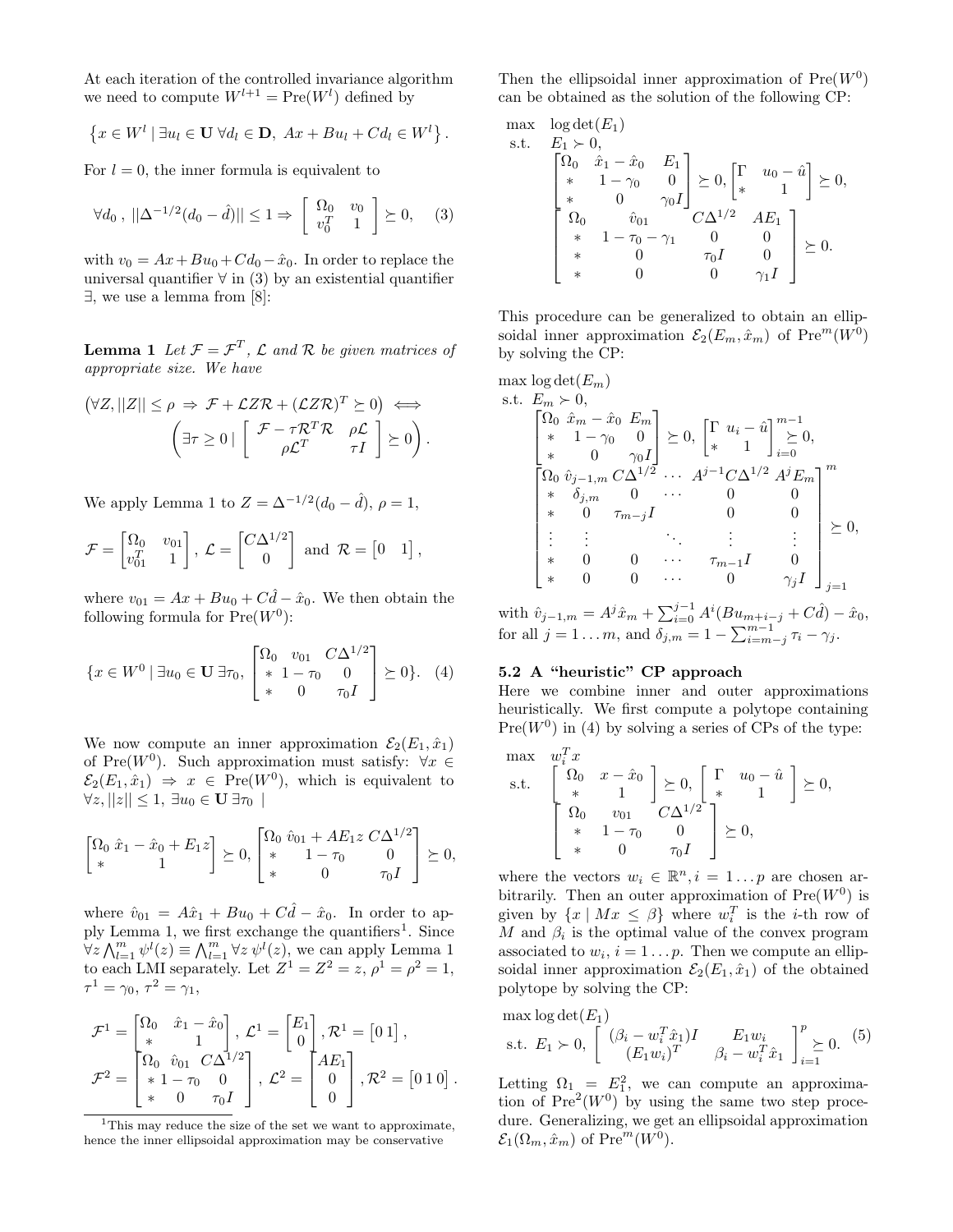At each iteration of the controlled invariance algorithm we need to compute $W^{l+1} = \text{Pre}(W^l)$ defined by

$$\left\{x \in W^l \mid \exists u_l \in \mathbf{U}\ \forall d_l \in \mathbf{D},\ Ax + Bu_l + Cd_l \in W^l\right\}.$$

For $l = 0$, the inner formula is equivalent to

$$\forall d_0\ ,\ ||\Delta^{-1/2}(d_0 - \hat{d})|| \leq 1 \Rightarrow \begin{bmatrix} \Omega_0 & v_0 \\ v_0^T & 1 \end{bmatrix} \succeq 0, \quad (3)$$

with $v_0 = Ax + Bu_0 + Cd_0 - \hat{x}_0$. In order to replace the universal quantifier $\forall$ in (3) by an existential quantifier $\exists$, we use a lemma from [8]:

**Lemma 1** *Let $\mathcal{F} = \mathcal{F}^T$, $\mathcal{L}$ and $\mathcal{R}$ be given matrices of appropriate size. We have*

$$\left(\forall Z, ||Z|| \leq \rho\ \Rightarrow\ \mathcal{F} + \mathcal{L}Z\mathcal{R} + (\mathcal{L}Z\mathcal{R})^T \succeq 0\right) \iff \left(\exists \tau \geq 0 \mid \begin{bmatrix} \mathcal{F} - \tau\mathcal{R}^T\mathcal{R} & \rho\mathcal{L} \\ \rho\mathcal{L}^T & \tau I \end{bmatrix} \succeq 0\right).$$

We apply Lemma 1 to $Z = \Delta^{-1/2}(d_0 - \hat{d})$, $\rho = 1$,

$$\mathcal{F} = \begin{bmatrix} \Omega_0 & v_{01} \\ v_{01}^T & 1 \end{bmatrix},\ \mathcal{L} = \begin{bmatrix} C\Delta^{1/2} \\ 0 \end{bmatrix} \text{ and } \mathcal{R} = \begin{bmatrix} 0 & 1 \end{bmatrix},$$

where $v_{01} = Ax + Bu_0 + C\hat{d} - \hat{x}_0$. We then obtain the following formula for $\text{Pre}(W^0)$:

$$\{x \in W^0 \mid \exists u_0 \in \mathbf{U}\ \exists \tau_0, \begin{bmatrix} \Omega_0 & v_{01} & C\Delta^{1/2} \\ * & 1 - \tau_0 & 0 \\ * & 0 & \tau_0 I \end{bmatrix} \succeq 0\}. \quad (4)$$

We now compute an inner approximation $\mathcal{E}_2(E_1, \hat{x}_1)$ of $\text{Pre}(W^0)$. Such approximation must satisfy: $\forall x \in \mathcal{E}_2(E_1, \hat{x}_1) \Rightarrow x \in \text{Pre}(W^0)$, which is equivalent to $\forall z, ||z|| \leq 1,\ \exists u_0 \in \mathbf{U}\ \exists \tau_0\ |$

$$\begin{bmatrix} \Omega_0 & \hat{x}_1 - \hat{x}_0 + E_1 z \\ * & 1 \end{bmatrix} \succeq 0, \begin{bmatrix} \Omega_0 & \hat{v}_{01} + AE_1 z & C\Delta^{1/2} \\ * & 1 - \tau_0 & 0 \\ * & 0 & \tau_0 I \end{bmatrix} \succeq 0,$$

where $\hat{v}_{01} = A\hat{x}_1 + Bu_0 + C\hat{d} - \hat{x}_0$. In order to apply Lemma 1, we first exchange the quantifiers[1]. Since $\forall z \bigwedge_{l=1}^{m} \psi^l(z) \equiv \bigwedge_{l=1}^{m} \forall z\, \psi^l(z)$, we can apply Lemma 1 to each LMI separately. Let $Z^1 = Z^2 = z$, $\rho^1 = \rho^2 = 1$, $\tau^1 = \gamma_0$, $\tau^2 = \gamma_1$,

$$\mathcal{F}^1 = \begin{bmatrix} \Omega_0 & \hat{x}_1 - \hat{x}_0 \\ * & 1 \end{bmatrix},\ \mathcal{L}^1 = \begin{bmatrix} E_1 \\ 0 \end{bmatrix}, \mathcal{R}^1 = \begin{bmatrix} 0 & 1 \end{bmatrix},$$

$$\mathcal{F}^2 = \begin{bmatrix} \Omega_0 & \hat{v}_{01} & C\Delta^{1/2} \\ * & 1 - \tau_0 & 0 \\ * & 0 & \tau_0 I \end{bmatrix},\ \mathcal{L}^2 = \begin{bmatrix} AE_1 \\ 0 \\ 0 \end{bmatrix}, \mathcal{R}^2 = \begin{bmatrix} 0 & 1 & 0 \end{bmatrix}.$$

[1] This may reduce the size of the set we want to approximate, hence the inner ellipsoidal approximation may be conservative

Then the ellipsoidal inner approximation of $\text{Pre}(W^0)$ can be obtained as the solution of the following CP:

$$\begin{array}{ll} \max & \log\det(E_1) \\ \text{s.t.} & E_1 \succ 0, \\ & \begin{bmatrix} \Omega_0 & \hat{x}_1 - \hat{x}_0 & E_1 \\ * & 1 - \gamma_0 & 0 \\ * & 0 & \gamma_0 I \end{bmatrix} \succeq 0, \begin{bmatrix} \Gamma & u_0 - \hat{u} \\ * & 1 \end{bmatrix} \succeq 0, \\ & \begin{bmatrix} \Omega_0 & \hat{v}_{01} & C\Delta^{1/2} & AE_1 \\ * & 1 - \tau_0 - \gamma_1 & 0 & 0 \\ * & 0 & \tau_0 I & 0 \\ * & 0 & 0 & \gamma_1 I \end{bmatrix} \succeq 0. \end{array}$$

This procedure can be generalized to obtain an ellipsoidal inner approximation $\mathcal{E}_2(E_m, \hat{x}_m)$ of $\text{Pre}^m(W^0)$ by solving the CP:

$$\begin{array}{l} \max \log\det(E_m) \\ \text{s.t. } E_m \succ 0, \\ \quad \begin{bmatrix} \Omega_0 & \hat{x}_m - \hat{x}_0 & E_m \\ * & 1 - \gamma_0 & 0 \\ * & 0 & \gamma_0 I \end{bmatrix} \succeq 0, \begin{bmatrix} \Gamma & u_i - \hat{u} \\ * & 1 \end{bmatrix}_{i=0}^{m-1} \succeq 0, \\ \quad \begin{bmatrix} \Omega_0 & \hat{v}_{j-1,m} & C\Delta^{1/2} & \cdots & A^{j-1}C\Delta^{1/2} & A^j E_m \\ * & \delta_{j,m} & 0 & \cdots & 0 & 0 \\ * & 0 & \tau_{m-j} I & & 0 & 0 \\ \vdots & \vdots & & \ddots & \vdots & \vdots \\ * & 0 & 0 & \cdots & \tau_{m-1} I & 0 \\ * & 0 & 0 & \cdots & 0 & \gamma_j I \end{bmatrix}_{j=1}^{m} \succeq 0, \end{array}$$

with $\hat{v}_{j-1,m} = A^j\hat{x}_m + \sum_{i=0}^{j-1} A^i(Bu_{m+i-j} + C\hat{d}) - \hat{x}_0$, for all $j = 1 \ldots m$, and $\delta_{j,m} = 1 - \sum_{i=m-j}^{m-1} \tau_i - \gamma_j$.

### 5.2 A "heuristic" CP approach

Here we combine inner and outer approximations heuristically. We first compute a polytope containing $\text{Pre}(W^0)$ in (4) by solving a series of CPs of the type:

$$\begin{array}{ll} \max & w_i^T x \\ \text{s.t.} & \begin{bmatrix} \Omega_0 & x - \hat{x}_0 \\ * & 1 \end{bmatrix} \succeq 0, \begin{bmatrix} \Gamma & u_0 - \hat{u} \\ * & 1 \end{bmatrix} \succeq 0, \\ & \begin{bmatrix} \Omega_0 & v_{01} & C\Delta^{1/2} \\ * & 1 - \tau_0 & 0 \\ * & 0 & \tau_0 I \end{bmatrix} \succeq 0, \end{array}$$

where the vectors $w_i \in \mathbb{R}^n, i = 1 \ldots p$ are chosen arbitrarily. Then an outer approximation of $\text{Pre}(W^0)$ is given by $\{x \mid Mx \leq \beta\}$ where $w_i^T$ is the $i$-th row of $M$ and $\beta_i$ is the optimal value of the convex program associated to $w_i$, $i = 1 \ldots p$. Then we compute an ellipsoidal inner approximation $\mathcal{E}_2(E_1, \hat{x}_1)$ of the obtained polytope by solving the CP:

$$\begin{array}{l} \max \log\det(E_1) \\ \text{s.t. } E_1 \succ 0, \begin{bmatrix} (\beta_i - w_i^T\hat{x}_1)I & E_1 w_i \\ (E_1 w_i)^T & \beta_i - w_i^T\hat{x}_1 \end{bmatrix}_{i=1}^{p} \succeq 0. \end{array} \quad (5)$$

Letting $\Omega_1 = E_1^2$, we can compute an approximation of $\text{Pre}^2(W^0)$ by using the same two step procedure. Generalizing, we get an ellipsoidal approximation $\mathcal{E}_1(\Omega_m, \hat{x}_m)$ of $\text{Pre}^m(W^0)$.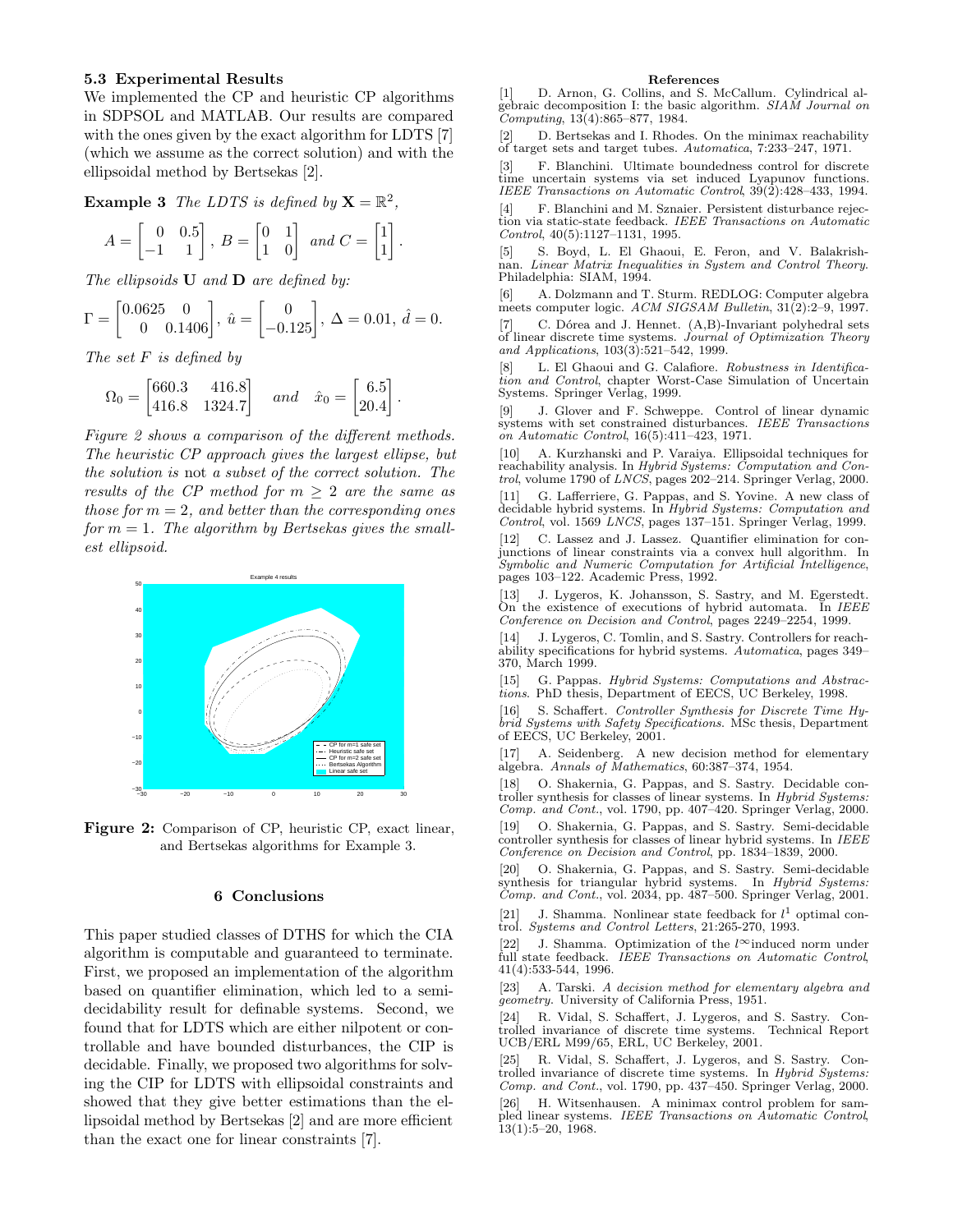### 5.3 Experimental Results

We implemented the CP and heuristic CP algorithms in SDPSOL and MATLAB. Our results are compared with the ones given by the exact algorithm for LDTS [7] (which we assume as the correct solution) and with the ellipsoidal method by Bertsekas [2].

**Example 3** *The LDTS is defined by* $\mathbf{X} = \mathbb{R}^2$,

$$A = \begin{bmatrix} 0 & 0.5 \\ -1 & 1 \end{bmatrix},\ B = \begin{bmatrix} 0 & 1 \\ 1 & 0 \end{bmatrix}\ \text{and}\ C = \begin{bmatrix} 1 \\ 1 \end{bmatrix}.$$

*The ellipsoids* $\mathbf{U}$ *and* $\mathbf{D}$ *are defined by:*

$$\Gamma = \begin{bmatrix} 0.0625 & 0 \\ 0 & 0.1406 \end{bmatrix},\ \hat{u} = \begin{bmatrix} 0 \\ -0.125 \end{bmatrix},\ \Delta = 0.01,\ \hat{d} = 0.$$

*The set* $F$ *is defined by*

$$\Omega_0 = \begin{bmatrix} 660.3 & 416.8 \\ 416.8 & 1324.7 \end{bmatrix} \quad \text{and} \quad \hat{x}_0 = \begin{bmatrix} 6.5 \\ 20.4 \end{bmatrix}.$$

*Figure 2 shows a comparison of the different methods. The heuristic CP approach gives the largest ellipse, but the solution is* not *a subset of the correct solution. The results of the CP method for* $m \geq 2$ *are the same as those for* $m = 2$*, and better than the corresponding ones for* $m = 1$*. The algorithm by Bertsekas gives the smallest ellipsoid.*

Example 4 results

50
40
30
20
10
0
-10
-20
-30
-30 -20 -10 0 10 20 30

CP for m=1 safe set
Heuristic safe set
CP for m=2 safe set
Bertsekas Algorithm
Linear safe set

**Figure 2:** Comparison of CP, heuristic CP, exact linear, and Bertsekas algorithms for Example 3.

## 6 Conclusions

This paper studied classes of DTHS for which the CIA algorithm is computable and guaranteed to terminate. First, we proposed an implementation of the algorithm based on quantifier elimination, which led to a semi-decidability result for definable systems. Second, we found that for LDTS which are either nilpotent or controllable and have bounded disturbances, the CIP is decidable. Finally, we proposed two algorithms for solving the CIP for LDTS with ellipsoidal constraints and showed that they give better estimations than the ellipsoidal method by Bertsekas [2] and are more efficient than the exact one for linear constraints [7].

## References

[1] D. Arnon, G. Collins, and S. McCallum. Cylindrical algebraic decomposition I: the basic algorithm. *SIAM Journal on Computing*, 13(4):865–877, 1984.

[2] D. Bertsekas and I. Rhodes. On the minimax reachability of target sets and target tubes. *Automatica*, 7:233–247, 1971.

[3] F. Blanchini. Ultimate boundedness control for discrete time uncertain systems via set induced Lyapunov functions. *IEEE Transactions on Automatic Control*, 39(2):428–433, 1994.

[4] F. Blanchini and M. Sznaier. Persistent disturbance rejection via static-state feedback. *IEEE Transactions on Automatic Control*, 40(5):1127–1131, 1995.

[5] S. Boyd, L. El Ghaoui, E. Feron, and V. Balakrishnan. *Linear Matrix Inequalities in System and Control Theory*. Philadelphia: SIAM, 1994.

[6] A. Dolzmann and T. Sturm. REDLOG: Computer algebra meets computer logic. *ACM SIGSAM Bulletin*, 31(2):2–9, 1997.

[7] C. Dórea and J. Hennet. (A,B)-Invariant polyhedral sets of linear discrete time systems. *Journal of Optimization Theory and Applications*, 103(3):521–542, 1999.

[8] L. El Ghaoui and G. Calafiore. *Robustness in Identification and Control*, chapter Worst-Case Simulation of Uncertain Systems. Springer Verlag, 1999.

[9] J. Glover and F. Schweppe. Control of linear dynamic systems with set constrained disturbances. *IEEE Transactions on Automatic Control*, 16(5):411–423, 1971.

[10] A. Kurzhanski and P. Varaiya. Ellipsoidal techniques for reachability analysis. In *Hybrid Systems: Computation and Control*, volume 1790 of *LNCS*, pages 202–214. Springer Verlag, 2000.

[11] G. Lafferriere, G. Pappas, and S. Yovine. A new class of decidable hybrid systems. In *Hybrid Systems: Computation and Control*, vol. 1569 *LNCS*, pages 137–151. Springer Verlag, 1999.

[12] C. Lassez and J. Lassez. Quantifier elimination for conjunctions of linear constraints via a convex hull algorithm. In *Symbolic and Numeric Computation for Artificial Intelligence*, pages 103–122. Academic Press, 1992.

[13] J. Lygeros, K. Johansson, S. Sastry, and M. Egerstedt. On the existence of executions of hybrid automata. In *IEEE Conference on Decision and Control*, pages 2249–2254, 1999.

[14] J. Lygeros, C. Tomlin, and S. Sastry. Controllers for reachability specifications for hybrid systems. *Automatica*, pages 349–370, March 1999.

[15] G. Pappas. *Hybrid Systems: Computations and Abstractions*. PhD thesis, Department of EECS, UC Berkeley, 1998.

[16] S. Schaffert. *Controller Synthesis for Discrete Time Hybrid Systems with Safety Specifications*. MSc thesis, Department of EECS, UC Berkeley, 2001.

[17] A. Seidenberg. A new decision method for elementary algebra. *Annals of Mathematics*, 60:387–374, 1954.

[18] O. Shakernia, G. Pappas, and S. Sastry. Decidable controller synthesis for classes of linear systems. In *Hybrid Systems: Comp. and Cont.*, vol. 1790, pp. 407–420. Springer Verlag, 2000.

[19] O. Shakernia, G. Pappas, and S. Sastry. Semi-decidable controller synthesis for classes of linear hybrid systems. In *IEEE Conference on Decision and Control*, pp. 1834–1839, 2000.

[20] O. Shakernia, G. Pappas, and S. Sastry. Semi-decidable synthesis for triangular hybrid systems. In *Hybrid Systems: Comp. and Cont.*, vol. 2034, pp. 487–500. Springer Verlag, 2001.

[21] J. Shamma. Nonlinear state feedback for $l^1$ optimal control. *Systems and Control Letters*, 21:265-270, 1993.

[22] J. Shamma. Optimization of the $l^\infty$induced norm under full state feedback. *IEEE Transactions on Automatic Control*, 41(4):533-544, 1996.

[23] A. Tarski. *A decision method for elementary algebra and geometry*. University of California Press, 1951.

[24] R. Vidal, S. Schaffert, J. Lygeros, and S. Sastry. Controlled invariance of discrete time systems. Technical Report UCB/ERL M99/65, ERL, UC Berkeley, 2001.

[25] R. Vidal, S. Schaffert, J. Lygeros, and S. Sastry. Controlled invariance of discrete time systems. In *Hybrid Systems: Comp. and Cont.*, vol. 1790, pp. 437–450. Springer Verlag, 2000.

[26] H. Witsenhausen. A minimax control problem for sampled linear systems. *IEEE Transactions on Automatic Control*, 13(1):5–20, 1968.